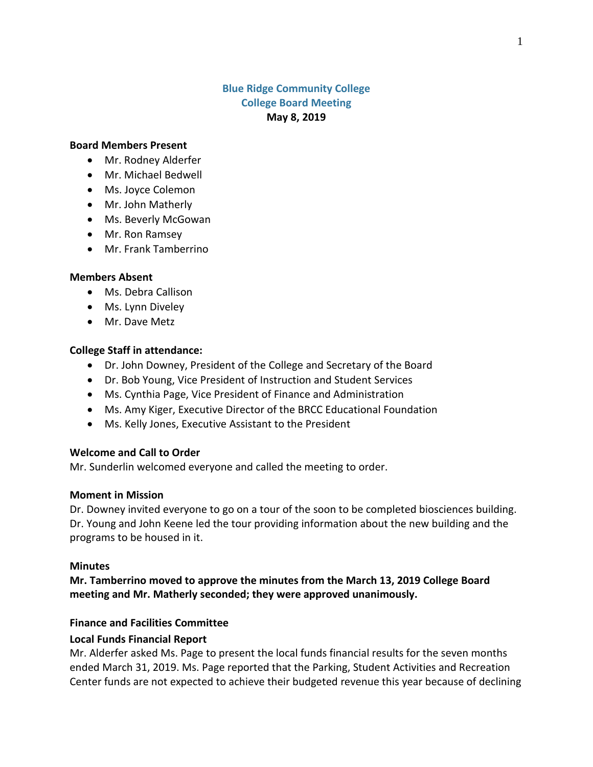# Blue Ridge Community College
## College Board Meeting
**May 8, 2019**

**Board Members Present**

- Mr. Rodney Alderfer
- Mr. Michael Bedwell
- Ms. Joyce Colemon
- Mr. John Matherly
- Ms. Beverly McGowan
- Mr. Ron Ramsey
- Mr. Frank Tamberrino

**Members Absent**

- Ms. Debra Callison
- Ms. Lynn Diveley
- Mr. Dave Metz

**College Staff in attendance:**

- Dr. John Downey, President of the College and Secretary of the Board
- Dr. Bob Young, Vice President of Instruction and Student Services
- Ms. Cynthia Page, Vice President of Finance and Administration
- Ms. Amy Kiger, Executive Director of the BRCC Educational Foundation
- Ms. Kelly Jones, Executive Assistant to the President

**Welcome and Call to Order**

Mr. Sunderlin welcomed everyone and called the meeting to order.

**Moment in Mission**

Dr. Downey invited everyone to go on a tour of the soon to be completed biosciences building. Dr. Young and John Keene led the tour providing information about the new building and the programs to be housed in it.

**Minutes**

**Mr. Tamberrino moved to approve the minutes from the March 13, 2019 College Board meeting and Mr. Matherly seconded; they were approved unanimously.**

**Finance and Facilities Committee**

**Local Funds Financial Report**

Mr. Alderfer asked Ms. Page to present the local funds financial results for the seven months ended March 31, 2019. Ms. Page reported that the Parking, Student Activities and Recreation Center funds are not expected to achieve their budgeted revenue this year because of declining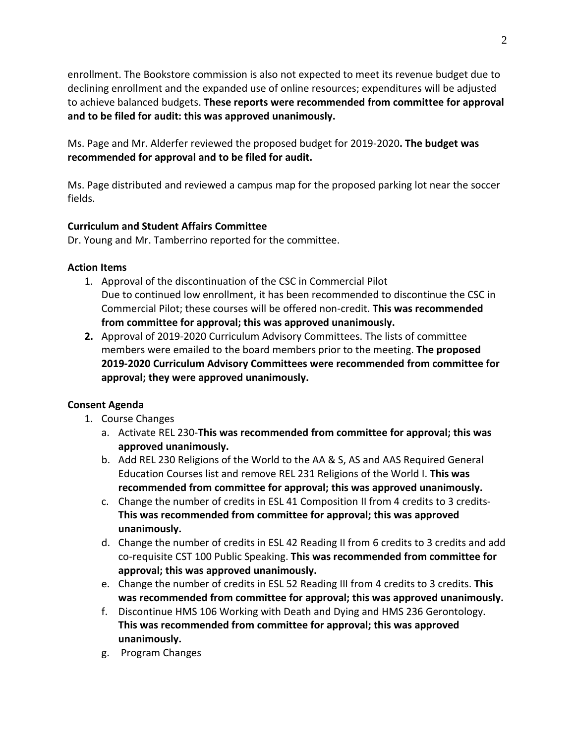enrollment. The Bookstore commission is also not expected to meet its revenue budget due to declining enrollment and the expanded use of online resources; expenditures will be adjusted to achieve balanced budgets. **These reports were recommended from committee for approval and to be filed for audit: this was approved unanimously.**

Ms. Page and Mr. Alderfer reviewed the proposed budget for 2019-2020**. The budget was recommended for approval and to be filed for audit.**

Ms. Page distributed and reviewed a campus map for the proposed parking lot near the soccer fields.

**Curriculum and Student Affairs Committee**

Dr. Young and Mr. Tamberrino reported for the committee.

**Action Items**

1. Approval of the discontinuation of the CSC in Commercial Pilot
   Due to continued low enrollment, it has been recommended to discontinue the CSC in Commercial Pilot; these courses will be offered non-credit. **This was recommended from committee for approval; this was approved unanimously.**
2. Approval of 2019-2020 Curriculum Advisory Committees. The lists of committee members were emailed to the board members prior to the meeting. **The proposed 2019-2020 Curriculum Advisory Committees were recommended from committee for approval; they were approved unanimously.**

**Consent Agenda**

1. Course Changes
   a. Activate REL 230-**This was recommended from committee for approval; this was approved unanimously.**
   b. Add REL 230 Religions of the World to the AA & S, AS and AAS Required General Education Courses list and remove REL 231 Religions of the World I. **This was recommended from committee for approval; this was approved unanimously.**
   c. Change the number of credits in ESL 41 Composition II from 4 credits to 3 credits- **This was recommended from committee for approval; this was approved unanimously.**
   d. Change the number of credits in ESL 42 Reading II from 6 credits to 3 credits and add co-requisite CST 100 Public Speaking. **This was recommended from committee for approval; this was approved unanimously.**
   e. Change the number of credits in ESL 52 Reading III from 4 credits to 3 credits. **This was recommended from committee for approval; this was approved unanimously.**
   f. Discontinue HMS 106 Working with Death and Dying and HMS 236 Gerontology. **This was recommended from committee for approval; this was approved unanimously.**
   g. Program Changes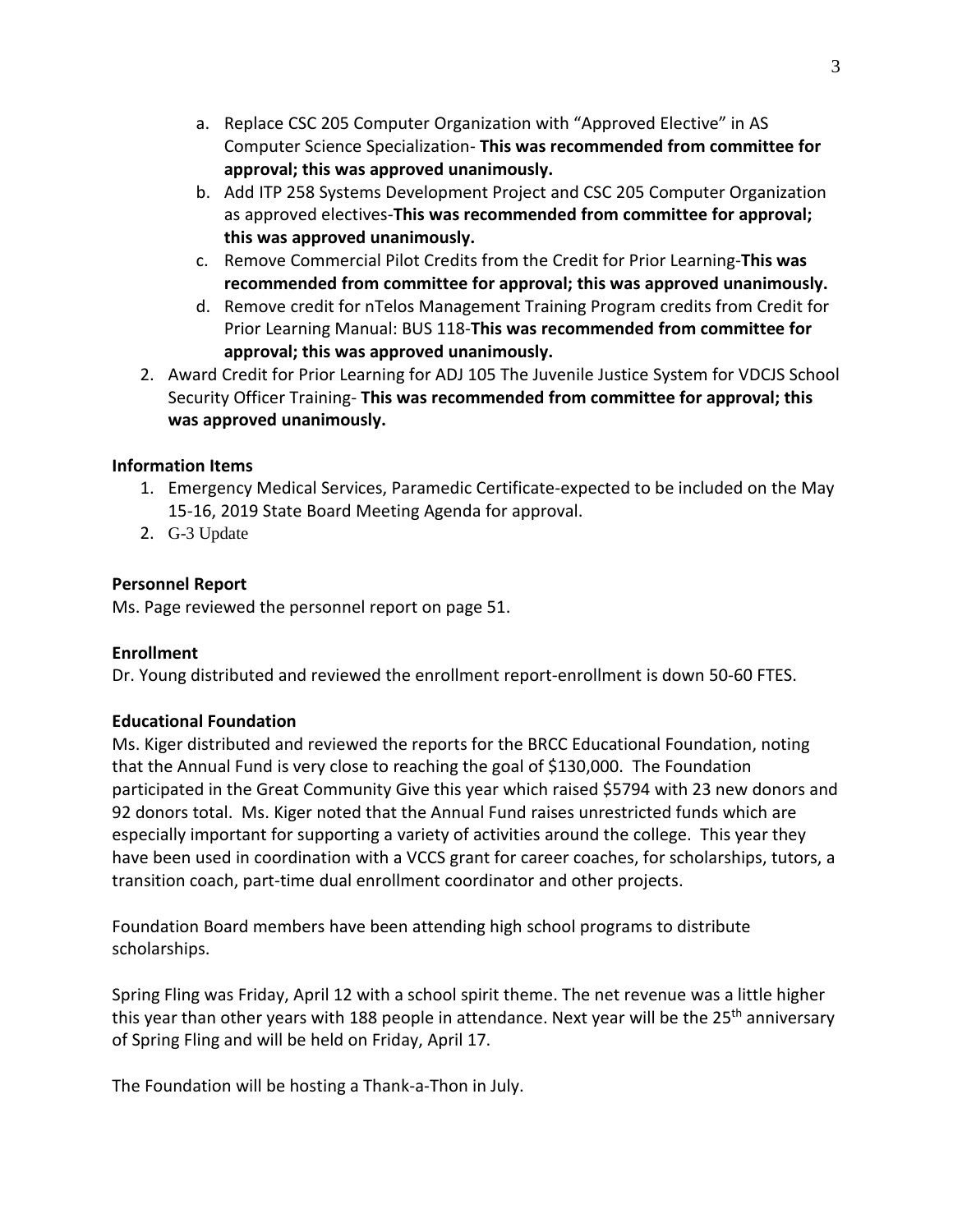a. Replace CSC 205 Computer Organization with "Approved Elective" in AS Computer Science Specialization- **This was recommended from committee for approval; this was approved unanimously.**
   b. Add ITP 258 Systems Development Project and CSC 205 Computer Organization as approved electives-**This was recommended from committee for approval; this was approved unanimously.**
   c. Remove Commercial Pilot Credits from the Credit for Prior Learning-**This was recommended from committee for approval; this was approved unanimously.**
   d. Remove credit for nTelos Management Training Program credits from Credit for Prior Learning Manual: BUS 118-**This was recommended from committee for approval; this was approved unanimously.**
2. Award Credit for Prior Learning for ADJ 105 The Juvenile Justice System for VDCJS School Security Officer Training- **This was recommended from committee for approval; this was approved unanimously.**

**Information Items**

1. Emergency Medical Services, Paramedic Certificate-expected to be included on the May 15-16, 2019 State Board Meeting Agenda for approval.
2. G-3 Update

**Personnel Report**

Ms. Page reviewed the personnel report on page 51.

**Enrollment**

Dr. Young distributed and reviewed the enrollment report-enrollment is down 50-60 FTES.

**Educational Foundation**

Ms. Kiger distributed and reviewed the reports for the BRCC Educational Foundation, noting that the Annual Fund is very close to reaching the goal of $130,000. The Foundation participated in the Great Community Give this year which raised $5794 with 23 new donors and 92 donors total. Ms. Kiger noted that the Annual Fund raises unrestricted funds which are especially important for supporting a variety of activities around the college. This year they have been used in coordination with a VCCS grant for career coaches, for scholarships, tutors, a transition coach, part-time dual enrollment coordinator and other projects.

Foundation Board members have been attending high school programs to distribute scholarships.

Spring Fling was Friday, April 12 with a school spirit theme. The net revenue was a little higher this year than other years with 188 people in attendance. Next year will be the 25th anniversary of Spring Fling and will be held on Friday, April 17.

The Foundation will be hosting a Thank-a-Thon in July.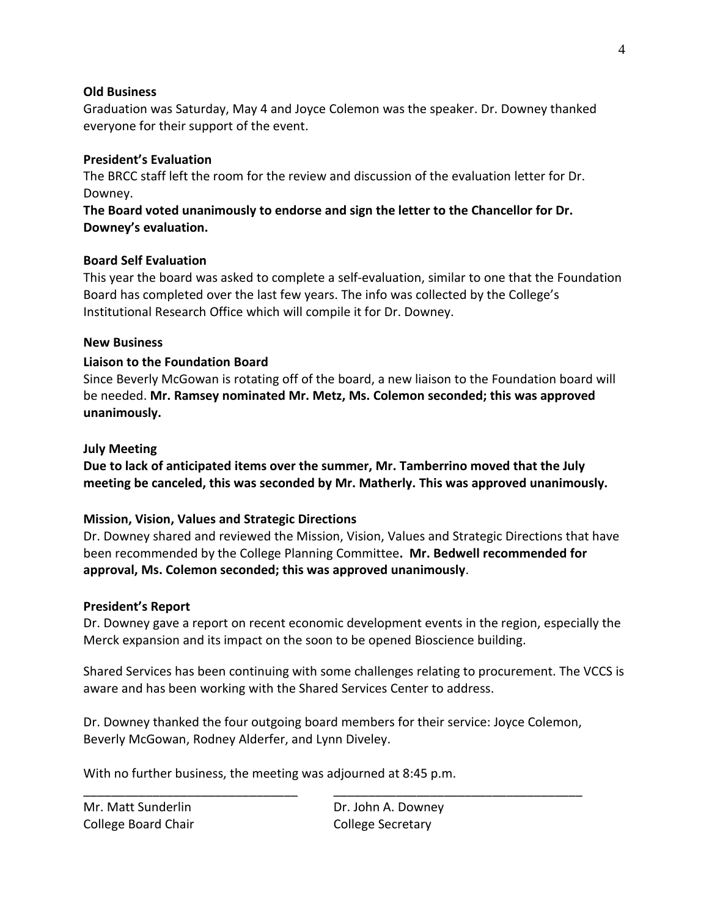**Old Business**

Graduation was Saturday, May 4 and Joyce Colemon was the speaker. Dr. Downey thanked everyone for their support of the event.

**President's Evaluation**

The BRCC staff left the room for the review and discussion of the evaluation letter for Dr. Downey.

**The Board voted unanimously to endorse and sign the letter to the Chancellor for Dr. Downey's evaluation.**

**Board Self Evaluation**

This year the board was asked to complete a self-evaluation, similar to one that the Foundation Board has completed over the last few years. The info was collected by the College's Institutional Research Office which will compile it for Dr. Downey.

**New Business**

**Liaison to the Foundation Board**

Since Beverly McGowan is rotating off of the board, a new liaison to the Foundation board will be needed. **Mr. Ramsey nominated Mr. Metz, Ms. Colemon seconded; this was approved unanimously.**

**July Meeting**

**Due to lack of anticipated items over the summer, Mr. Tamberrino moved that the July meeting be canceled, this was seconded by Mr. Matherly. This was approved unanimously.**

**Mission, Vision, Values and Strategic Directions**

Dr. Downey shared and reviewed the Mission, Vision, Values and Strategic Directions that have been recommended by the College Planning Committee. **Mr. Bedwell recommended for approval, Ms. Colemon seconded; this was approved unanimously**.

**President's Report**

Dr. Downey gave a report on recent economic development events in the region, especially the Merck expansion and its impact on the soon to be opened Bioscience building.

Shared Services has been continuing with some challenges relating to procurement. The VCCS is aware and has been working with the Shared Services Center to address.

Dr. Downey thanked the four outgoing board members for their service: Joyce Colemon, Beverly McGowan, Rodney Alderfer, and Lynn Diveley.

With no further business, the meeting was adjourned at 8:45 p.m.

| | |
|---|---|
| \_\_\_\_\_\_\_\_\_\_\_\_\_\_\_\_\_\_\_\_\_\_\_\_\_\_\_\_\_\_\_\_ | \_\_\_\_\_\_\_\_\_\_\_\_\_\_\_\_\_\_\_\_\_\_\_\_\_\_\_\_\_\_\_\_\_\_\_\_\_ |
| Mr. Matt Sunderlin | Dr. John A. Downey |
| College Board Chair | College Secretary |